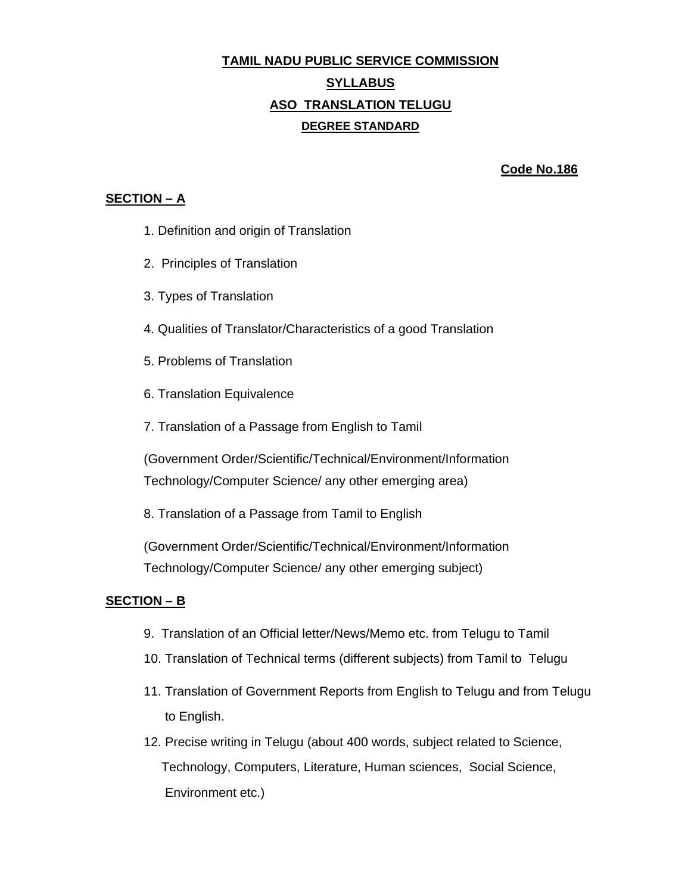# TAMIL NADU PUBLIC SERVICE COMMISSION

## SYLLABUS

## ASO TRANSLATION TELUGU

### DEGREE STANDARD

**Code No.186**

**SECTION – A**

1. Definition and origin of Translation
2. Principles of Translation
3. Types of Translation
4. Qualities of Translator/Characteristics of a good Translation
5. Problems of Translation
6. Translation Equivalence
7. Translation of a Passage from English to Tamil

   (Government Order/Scientific/Technical/Environment/Information Technology/Computer Science/ any other emerging area)

8. Translation of a Passage from Tamil to English

   (Government Order/Scientific/Technical/Environment/Information Technology/Computer Science/ any other emerging subject)

**SECTION – B**

9. Translation of an Official letter/News/Memo etc. from Telugu to Tamil
10. Translation of Technical terms (different subjects) from Tamil to Telugu
11. Translation of Government Reports from English to Telugu and from Telugu to English.
12. Precise writing in Telugu (about 400 words, subject related to Science, Technology, Computers, Literature, Human sciences, Social Science, Environment etc.)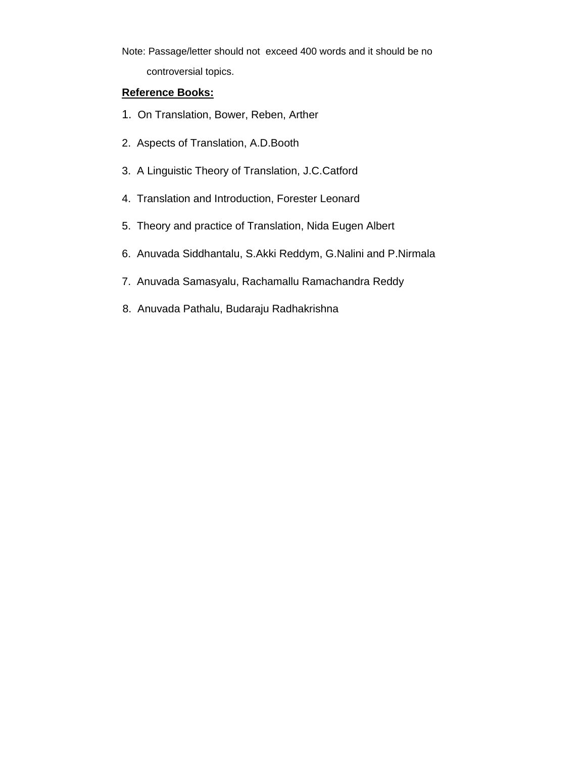Note: Passage/letter should not exceed 400 words and it should be no controversial topics.

**Reference Books:**

1. On Translation, Bower, Reben, Arther
2. Aspects of Translation, A.D.Booth
3. A Linguistic Theory of Translation, J.C.Catford
4. Translation and Introduction, Forester Leonard
5. Theory and practice of Translation, Nida Eugen Albert
6. Anuvada Siddhantalu, S.Akki Reddym, G.Nalini and P.Nirmala
7. Anuvada Samasyalu, Rachamallu Ramachandra Reddy
8. Anuvada Pathalu, Budaraju Radhakrishna